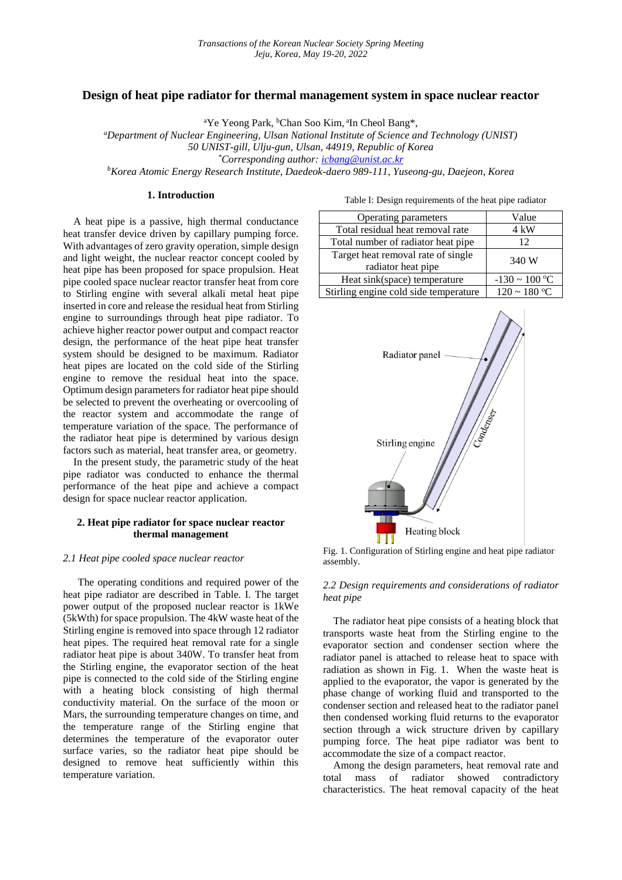# Design of heat pipe radiator for thermal management system in space nuclear reactor

[a]Ye Yeong Park, [b]Chan Soo Kim, [a]In Cheol Bang*,

[a]*Department of Nuclear Engineering, Ulsan National Institute of Science and Technology (UNIST)*
*50 UNIST-gill, Ulju-gun, Ulsan, 44919, Republic of Korea*
*[*]Corresponding author: icbang@unist.ac.kr*
[b]*Korea Atomic Energy Research Institute, Daedeok-daero 989-111, Yuseong-gu, Daejeon, Korea*

## 1. Introduction

A heat pipe is a passive, high thermal conductance heat transfer device driven by capillary pumping force. With advantages of zero gravity operation, simple design and light weight, the nuclear reactor concept cooled by heat pipe has been proposed for space propulsion. Heat pipe cooled space nuclear reactor transfer heat from core to Stirling engine with several alkali metal heat pipe inserted in core and release the residual heat from Stirling engine to surroundings through heat pipe radiator. To achieve higher reactor power output and compact reactor design, the performance of the heat pipe heat transfer system should be designed to be maximum. Radiator heat pipes are located on the cold side of the Stirling engine to remove the residual heat into the space. Optimum design parameters for radiator heat pipe should be selected to prevent the overheating or overcooling of the reactor system and accommodate the range of temperature variation of the space. The performance of the radiator heat pipe is determined by various design factors such as material, heat transfer area, or geometry.

In the present study, the parametric study of the heat pipe radiator was conducted to enhance the thermal performance of the heat pipe and achieve a compact design for space nuclear reactor application.

## 2. Heat pipe radiator for space nuclear reactor thermal management

### *2.1 Heat pipe cooled space nuclear reactor*

The operating conditions and required power of the heat pipe radiator are described in Table. I. The target power output of the proposed nuclear reactor is 1kWe (5kWth) for space propulsion. The 4kW waste heat of the Stirling engine is removed into space through 12 radiator heat pipes. The required heat removal rate for a single radiator heat pipe is about 340W. To transfer heat from the Stirling engine, the evaporator section of the heat pipe is connected to the cold side of the Stirling engine with a heating block consisting of high thermal conductivity material. On the surface of the moon or Mars, the surrounding temperature changes on time, and the temperature range of the Stirling engine that determines the temperature of the evaporator outer surface varies, so the radiator heat pipe should be designed to remove heat sufficiently within this temperature variation.

Table I: Design requirements of the heat pipe radiator

| Operating parameters | Value |
|---|---|
| Total residual heat removal rate | 4 kW |
| Total number of radiator heat pipe | 12 |
| Target heat removal rate of single radiator heat pipe | 340 W |
| Heat sink(space) temperature | -130 ~ 100 °C |
| Stirling engine cold side temperature | 120 ~ 180 °C |

Fig. 1. Configuration of Stirling engine and heat pipe radiator assembly.

### *2.2 Design requirements and considerations of radiator heat pipe*

The radiator heat pipe consists of a heating block that transports waste heat from the Stirling engine to the evaporator section and condenser section where the radiator panel is attached to release heat to space with radiation as shown in Fig. 1. When the waste heat is applied to the evaporator, the vapor is generated by the phase change of working fluid and transported to the condenser section and released heat to the radiator panel then condensed working fluid returns to the evaporator section through a wick structure driven by capillary pumping force. The heat pipe radiator was bent to accommodate the size of a compact reactor.

Among the design parameters, heat removal rate and total mass of radiator showed contradictory characteristics. The heat removal capacity of the heat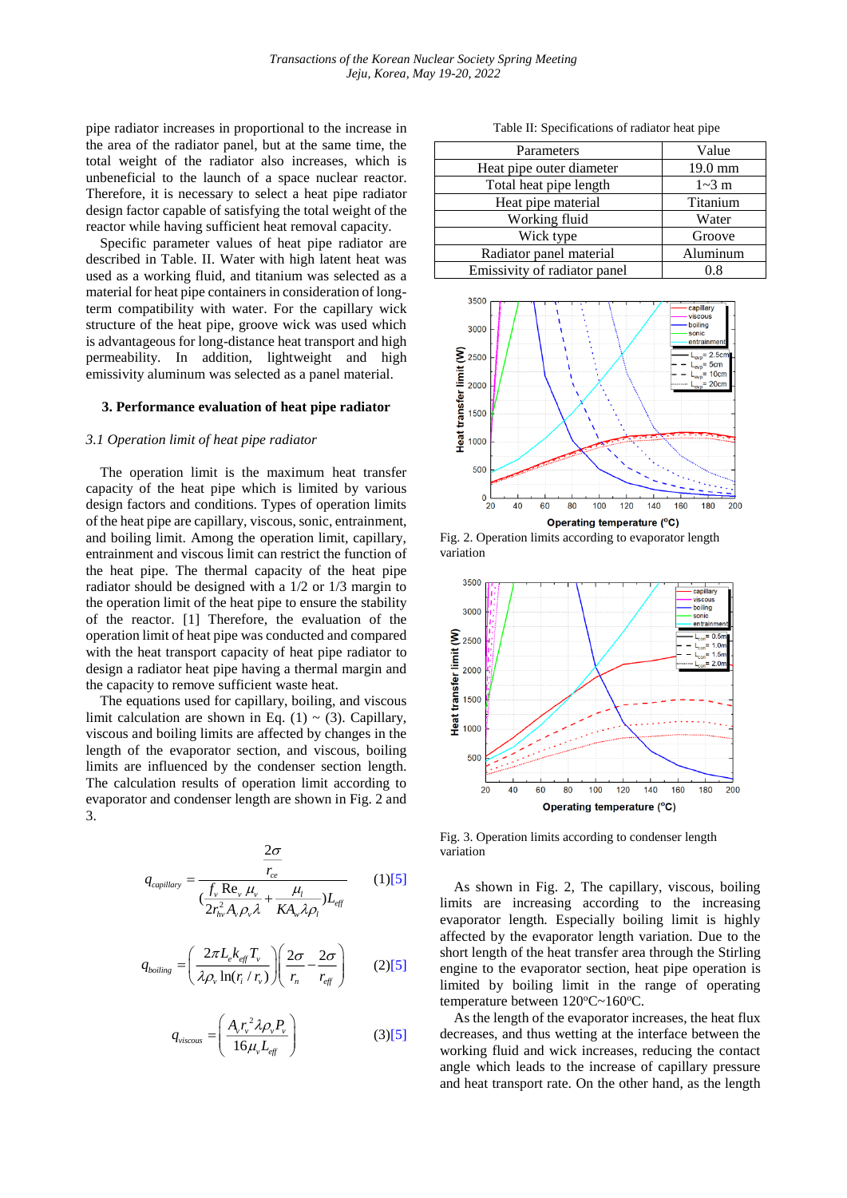pipe radiator increases in proportional to the increase in the area of the radiator panel, but at the same time, the total weight of the radiator also increases, which is unbeneficial to the launch of a space nuclear reactor. Therefore, it is necessary to select a heat pipe radiator design factor capable of satisfying the total weight of the reactor while having sufficient heat removal capacity.

Specific parameter values of heat pipe radiator are described in Table. II. Water with high latent heat was used as a working fluid, and titanium was selected as a material for heat pipe containers in consideration of long-term compatibility with water. For the capillary wick structure of the heat pipe, groove wick was used which is advantageous for long-distance heat transport and high permeability. In addition, lightweight and high emissivity aluminum was selected as a panel material.

## 3. Performance evaluation of heat pipe radiator

### *3.1 Operation limit of heat pipe radiator*

The operation limit is the maximum heat transfer capacity of the heat pipe which is limited by various design factors and conditions. Types of operation limits of the heat pipe are capillary, viscous, sonic, entrainment, and boiling limit. Among the operation limit, capillary, entrainment and viscous limit can restrict the function of the heat pipe. The thermal capacity of the heat pipe radiator should be designed with a 1/2 or 1/3 margin to the operation limit of the heat pipe to ensure the stability of the reactor. [1] Therefore, the evaluation of the operation limit of heat pipe was conducted and compared with the heat transport capacity of heat pipe radiator to design a radiator heat pipe having a thermal margin and the capacity to remove sufficient waste heat.

The equations used for capillary, boiling, and viscous limit calculation are shown in Eq. (1) ~ (3). Capillary, viscous and boiling limits are affected by changes in the length of the evaporator section, and viscous, boiling limits are influenced by the condenser section length. The calculation results of operation limit according to evaporator and condenser length are shown in Fig. 2 and 3.

$$q_{capillary} = \frac{\frac{2\sigma}{r_{ce}}}{\left(\frac{f_v \mathrm{Re}_v \mu_v}{2r_{hv}^2 A_v \rho_v \lambda} + \frac{\mu_l}{KA_w \lambda \rho_l}\right)L_{eff}} \qquad (1)[5]$$

$$q_{boiling} = \left(\frac{2\pi L_e k_{eff} T_v}{\lambda \rho_v \ln(r_i / r_v)}\right)\left(\frac{2\sigma}{r_n} - \frac{2\sigma}{r_{eff}}\right) \qquad (2)[5]$$

$$q_{viscous} = \left(\frac{A_v r_v^2 \lambda \rho_v P_v}{16\mu_v L_{eff}}\right) \qquad (3)[5]$$

Table II: Specifications of radiator heat pipe

| Parameters | Value |
|---|---|
| Heat pipe outer diameter | 19.0 mm |
| Total heat pipe length | 1~3 m |
| Heat pipe material | Titanium |
| Working fluid | Water |
| Wick type | Groove |
| Radiator panel material | Aluminum |
| Emissivity of radiator panel | 0.8 |

Fig. 2. Operation limits according to evaporator length variation

Fig. 3. Operation limits according to condenser length variation

As shown in Fig. 2, The capillary, viscous, boiling limits are increasing according to the increasing evaporator length. Especially boiling limit is highly affected by the evaporator length variation. Due to the short length of the heat transfer area through the Stirling engine to the evaporator section, heat pipe operation is limited by boiling limit in the range of operating temperature between 120°C~160°C.

As the length of the evaporator increases, the heat flux decreases, and thus wetting at the interface between the working fluid and wick increases, reducing the contact angle which leads to the increase of capillary pressure and heat transport rate. On the other hand, as the length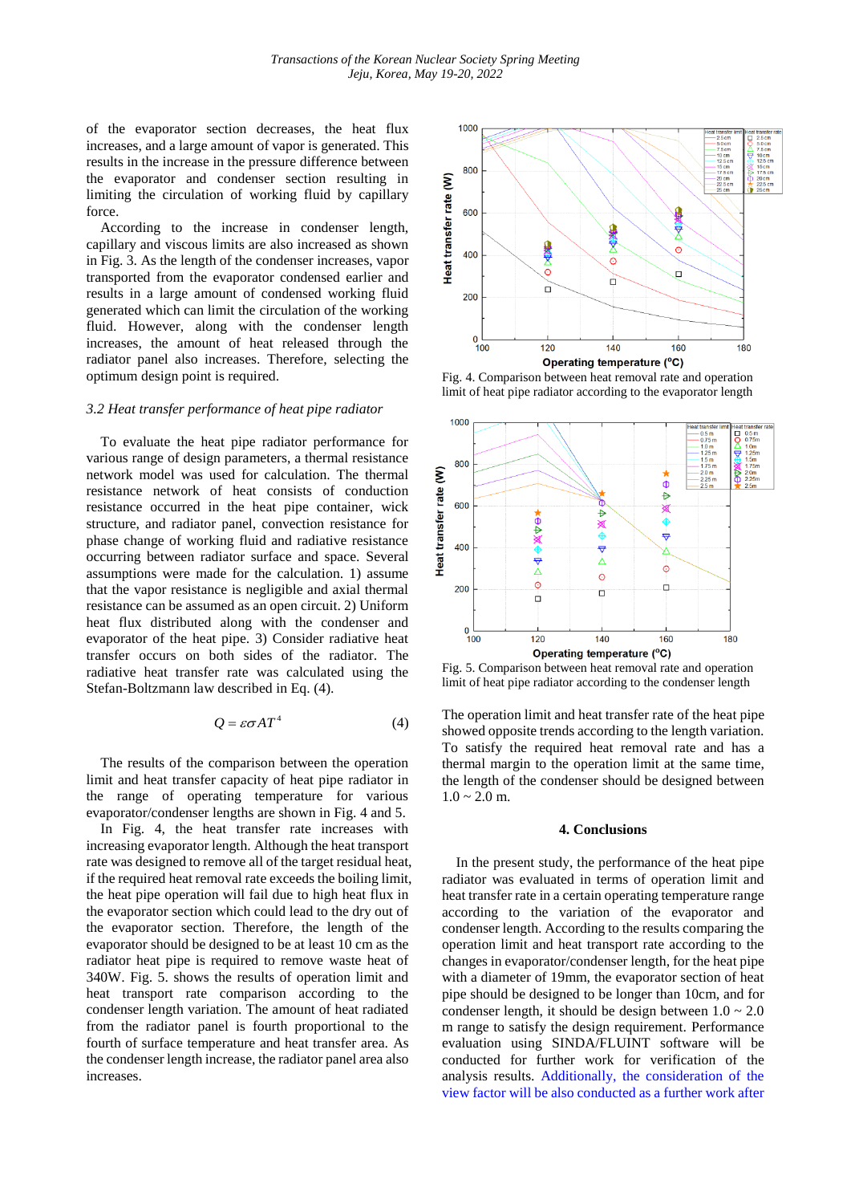of the evaporator section decreases, the heat flux increases, and a large amount of vapor is generated. This results in the increase in the pressure difference between the evaporator and condenser section resulting in limiting the circulation of working fluid by capillary force.

According to the increase in condenser length, capillary and viscous limits are also increased as shown in Fig. 3. As the length of the condenser increases, vapor transported from the evaporator condensed earlier and results in a large amount of condensed working fluid generated which can limit the circulation of the working fluid. However, along with the condenser length increases, the amount of heat released through the radiator panel also increases. Therefore, selecting the optimum design point is required.

### 3.2 Heat transfer performance of heat pipe radiator

To evaluate the heat pipe radiator performance for various range of design parameters, a thermal resistance network model was used for calculation. The thermal resistance network of heat consists of conduction resistance occurred in the heat pipe container, wick structure, and radiator panel, convection resistance for phase change of working fluid and radiative resistance occurring between radiator surface and space. Several assumptions were made for the calculation. 1) assume that the vapor resistance is negligible and axial thermal resistance can be assumed as an open circuit. 2) Uniform heat flux distributed along with the condenser and evaporator of the heat pipe. 3) Consider radiative heat transfer occurs on both sides of the radiator. The radiative heat transfer rate was calculated using the Stefan-Boltzmann law described in Eq. (4).

$$Q = \varepsilon \sigma A T^4 \quad (4)$$

The results of the comparison between the operation limit and heat transfer capacity of heat pipe radiator in the range of operating temperature for various evaporator/condenser lengths are shown in Fig. 4 and 5.

In Fig. 4, the heat transfer rate increases with increasing evaporator length. Although the heat transport rate was designed to remove all of the target residual heat, if the required heat removal rate exceeds the boiling limit, the heat pipe operation will fail due to high heat flux in the evaporator section which could lead to the dry out of the evaporator section. Therefore, the length of the evaporator should be designed to be at least 10 cm as the radiator heat pipe is required to remove waste heat of 340W. Fig. 5. shows the results of operation limit and heat transport rate comparison according to the condenser length variation. The amount of heat radiated from the radiator panel is fourth proportional to the fourth of surface temperature and heat transfer area. As the condenser length increase, the radiator panel area also increases.

Fig. 4. Comparison between heat removal rate and operation limit of heat pipe radiator according to the evaporator length

Fig. 5. Comparison between heat removal rate and operation limit of heat pipe radiator according to the condenser length

The operation limit and heat transfer rate of the heat pipe showed opposite trends according to the length variation. To satisfy the required heat removal rate and has a thermal margin to the operation limit at the same time, the length of the condenser should be designed between 1.0 ~ 2.0 m.

## 4. Conclusions

In the present study, the performance of the heat pipe radiator was evaluated in terms of operation limit and heat transfer rate in a certain operating temperature range according to the variation of the evaporator and condenser length. According to the results comparing the operation limit and heat transport rate according to the changes in evaporator/condenser length, for the heat pipe with a diameter of 19mm, the evaporator section of heat pipe should be designed to be longer than 10cm, and for condenser length, it should be design between 1.0 ~ 2.0 m range to satisfy the design requirement. Performance evaluation using SINDA/FLUINT software will be conducted for further work for verification of the analysis results. Additionally, the consideration of the view factor will be also conducted as a further work after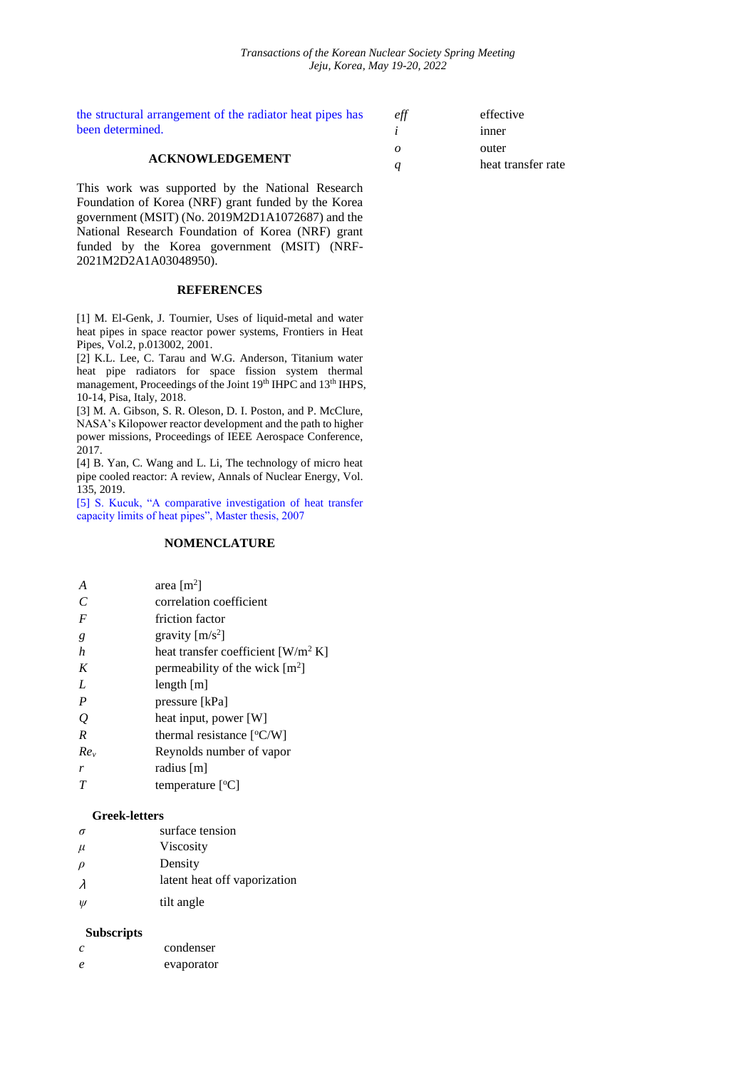the structural arrangement of the radiator heat pipes has been determined.

## ACKNOWLEDGEMENT

This work was supported by the National Research Foundation of Korea (NRF) grant funded by the Korea government (MSIT) (No. 2019M2D1A1072687) and the National Research Foundation of Korea (NRF) grant funded by the Korea government (MSIT) (NRF-2021M2D2A1A03048950).

## REFERENCES

[1] M. El-Genk, J. Tournier, Uses of liquid-metal and water heat pipes in space reactor power systems, Frontiers in Heat Pipes, Vol.2, p.013002, 2001.

[2] K.L. Lee, C. Tarau and W.G. Anderson, Titanium water heat pipe radiators for space fission system thermal management, Proceedings of the Joint 19th IHPC and 13th IHPS, 10-14, Pisa, Italy, 2018.

[3] M. A. Gibson, S. R. Oleson, D. I. Poston, and P. McClure, NASA's Kilopower reactor development and the path to higher power missions, Proceedings of IEEE Aerospace Conference, 2017.

[4] B. Yan, C. Wang and L. Li, The technology of micro heat pipe cooled reactor: A review, Annals of Nuclear Energy, Vol. 135, 2019.

[5] S. Kucuk, "A comparative investigation of heat transfer capacity limits of heat pipes", Master thesis, 2007

## NOMENCLATURE

| | |
|---|---|
| $A$ | area [m$^2$] |
| $C$ | correlation coefficient |
| $F$ | friction factor |
| $g$ | gravity [m/s$^2$] |
| $h$ | heat transfer coefficient [W/m$^2$ K] |
| $K$ | permeability of the wick [m$^2$] |
| $L$ | length [m] |
| $P$ | pressure [kPa] |
| $Q$ | heat input, power [W] |
| $R$ | thermal resistance [$^o$C/W] |
| $Re_v$ | Reynolds number of vapor |
| $r$ | radius [m] |
| $T$ | temperature [$^o$C] |

**Greek-letters**

| | |
|---|---|
| $\sigma$ | surface tension |
| $\mu$ | Viscosity |
| $\rho$ | Density |
| $\lambda$ | latent heat off vaporization |
| $\psi$ | tilt angle |

**Subscripts**

| | |
|---|---|
| $c$ | condenser |
| $e$ | evaporator |
| $eff$ | effective |
| $i$ | inner |
| $o$ | outer |
| $q$ | heat transfer rate |